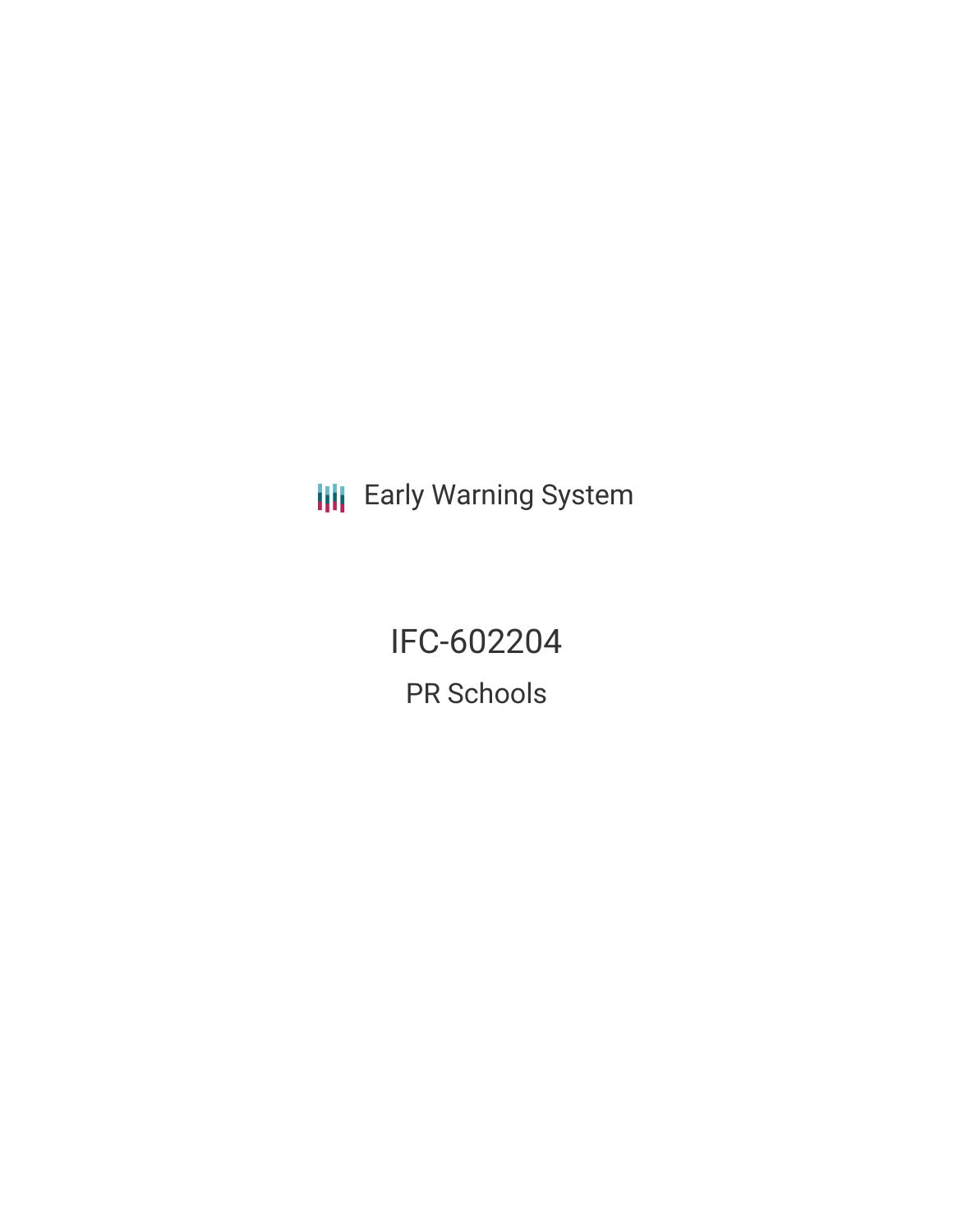Early Warning System

# IFC-602204

## PR Schools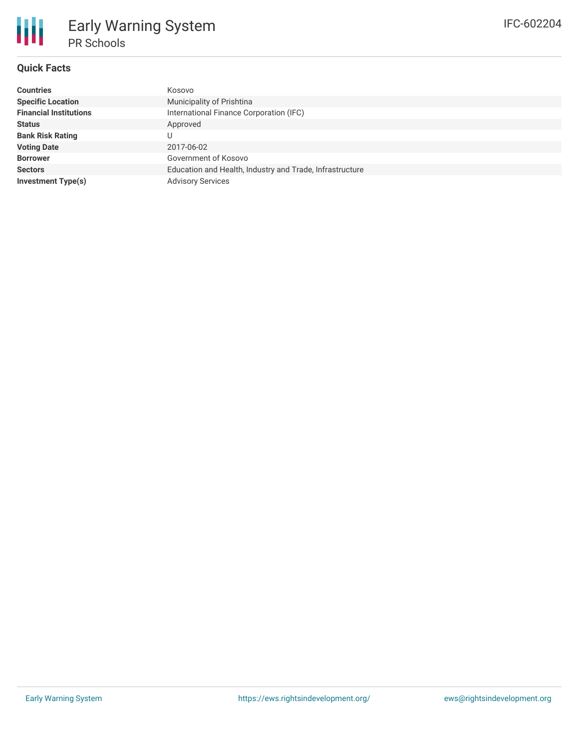# Early Warning System

## PR Schools

IFC-602204

### Quick Facts

| | |
|---|---|
| **Countries** | Kosovo |
| **Specific Location** | Municipality of Prishtina |
| **Financial Institutions** | International Finance Corporation (IFC) |
| **Status** | Approved |
| **Bank Risk Rating** | U |
| **Voting Date** | 2017-06-02 |
| **Borrower** | Government of Kosovo |
| **Sectors** | Education and Health, Industry and Trade, Infrastructure |
| **Investment Type(s)** | Advisory Services |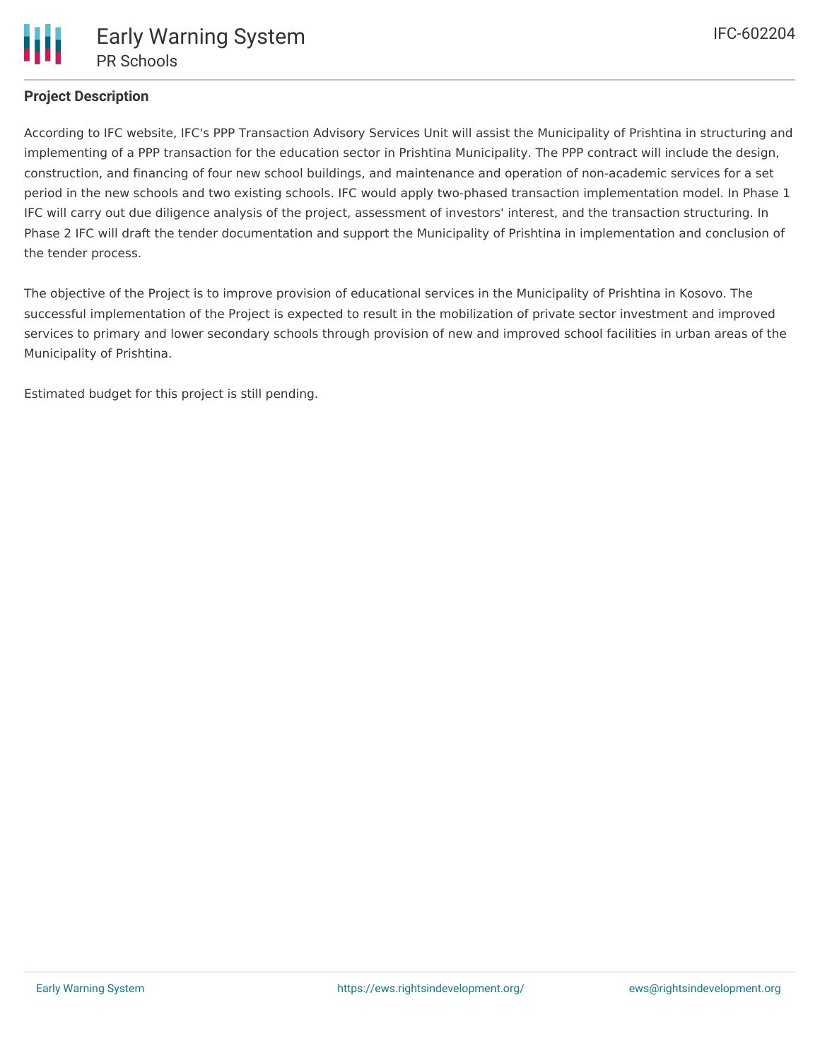## Project Description

According to IFC website, IFC's PPP Transaction Advisory Services Unit will assist the Municipality of Prishtina in structuring and implementing of a PPP transaction for the education sector in Prishtina Municipality. The PPP contract will include the design, construction, and financing of four new school buildings, and maintenance and operation of non-academic services for a set period in the new schools and two existing schools. IFC would apply two-phased transaction implementation model. In Phase 1 IFC will carry out due diligence analysis of the project, assessment of investors' interest, and the transaction structuring. In Phase 2 IFC will draft the tender documentation and support the Municipality of Prishtina in implementation and conclusion of the tender process.

The objective of the Project is to improve provision of educational services in the Municipality of Prishtina in Kosovo. The successful implementation of the Project is expected to result in the mobilization of private sector investment and improved services to primary and lower secondary schools through provision of new and improved school facilities in urban areas of the Municipality of Prishtina.

Estimated budget for this project is still pending.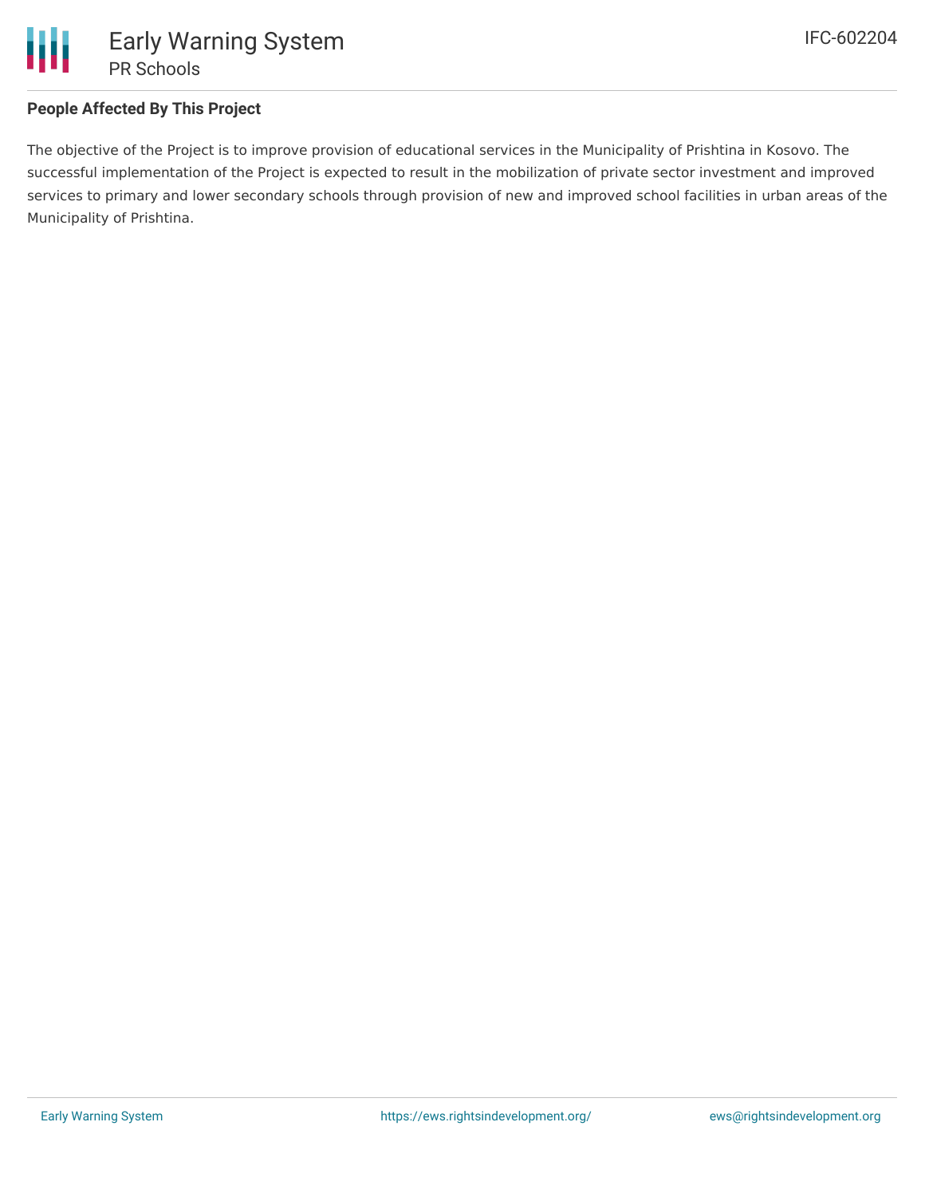## People Affected By This Project

The objective of the Project is to improve provision of educational services in the Municipality of Prishtina in Kosovo. The successful implementation of the Project is expected to result in the mobilization of private sector investment and improved services to primary and lower secondary schools through provision of new and improved school facilities in urban areas of the Municipality of Prishtina.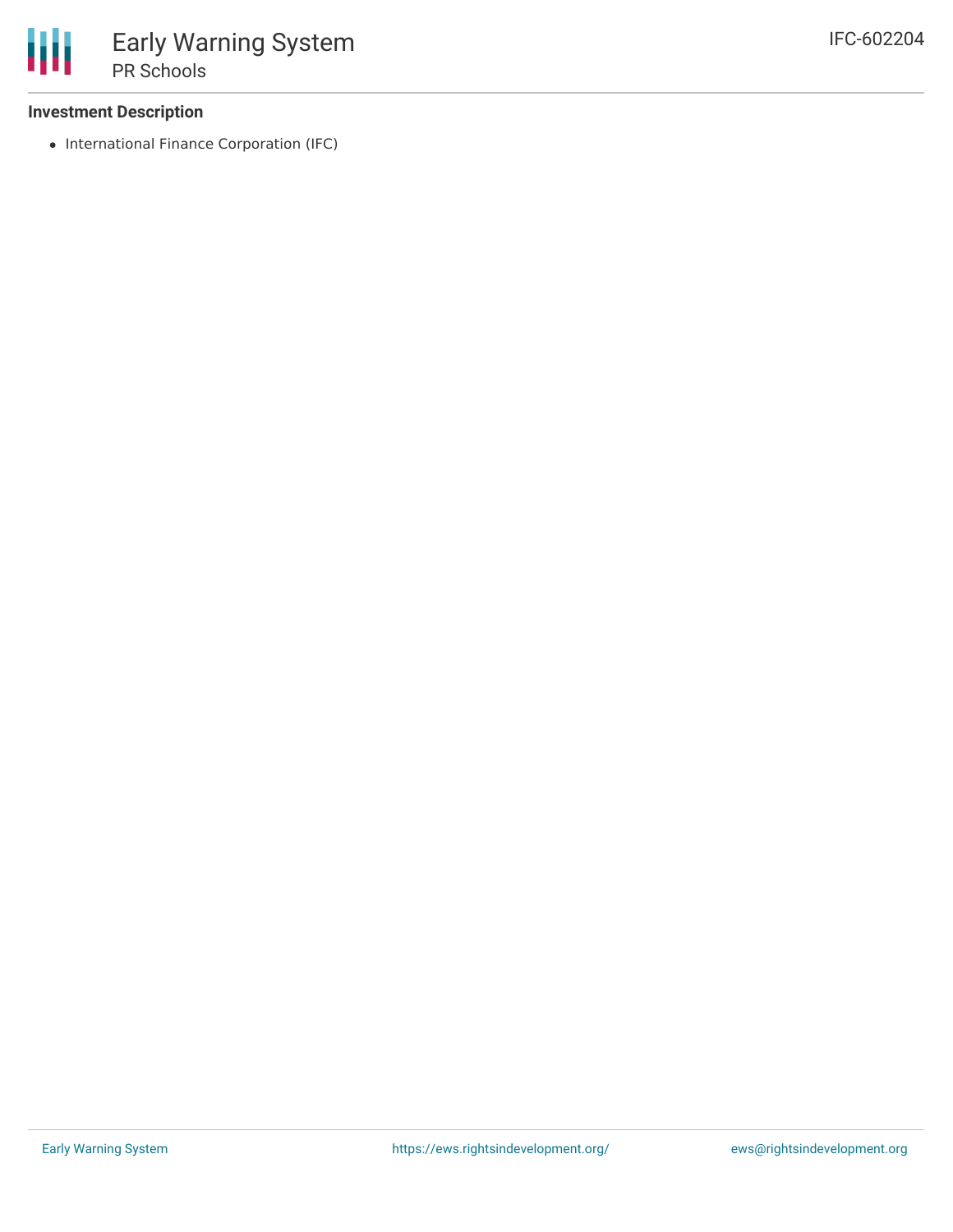### Investment Description

- International Finance Corporation (IFC)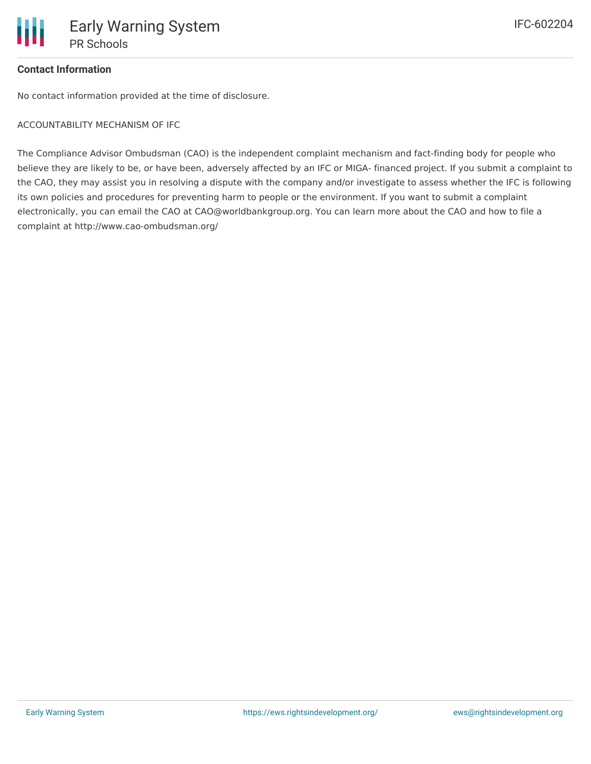**Contact Information**

No contact information provided at the time of disclosure.

ACCOUNTABILITY MECHANISM OF IFC

The Compliance Advisor Ombudsman (CAO) is the independent complaint mechanism and fact-finding body for people who believe they are likely to be, or have been, adversely affected by an IFC or MIGA- financed project. If you submit a complaint to the CAO, they may assist you in resolving a dispute with the company and/or investigate to assess whether the IFC is following its own policies and procedures for preventing harm to people or the environment. If you want to submit a complaint electronically, you can email the CAO at CAO@worldbankgroup.org. You can learn more about the CAO and how to file a complaint at http://www.cao-ombudsman.org/